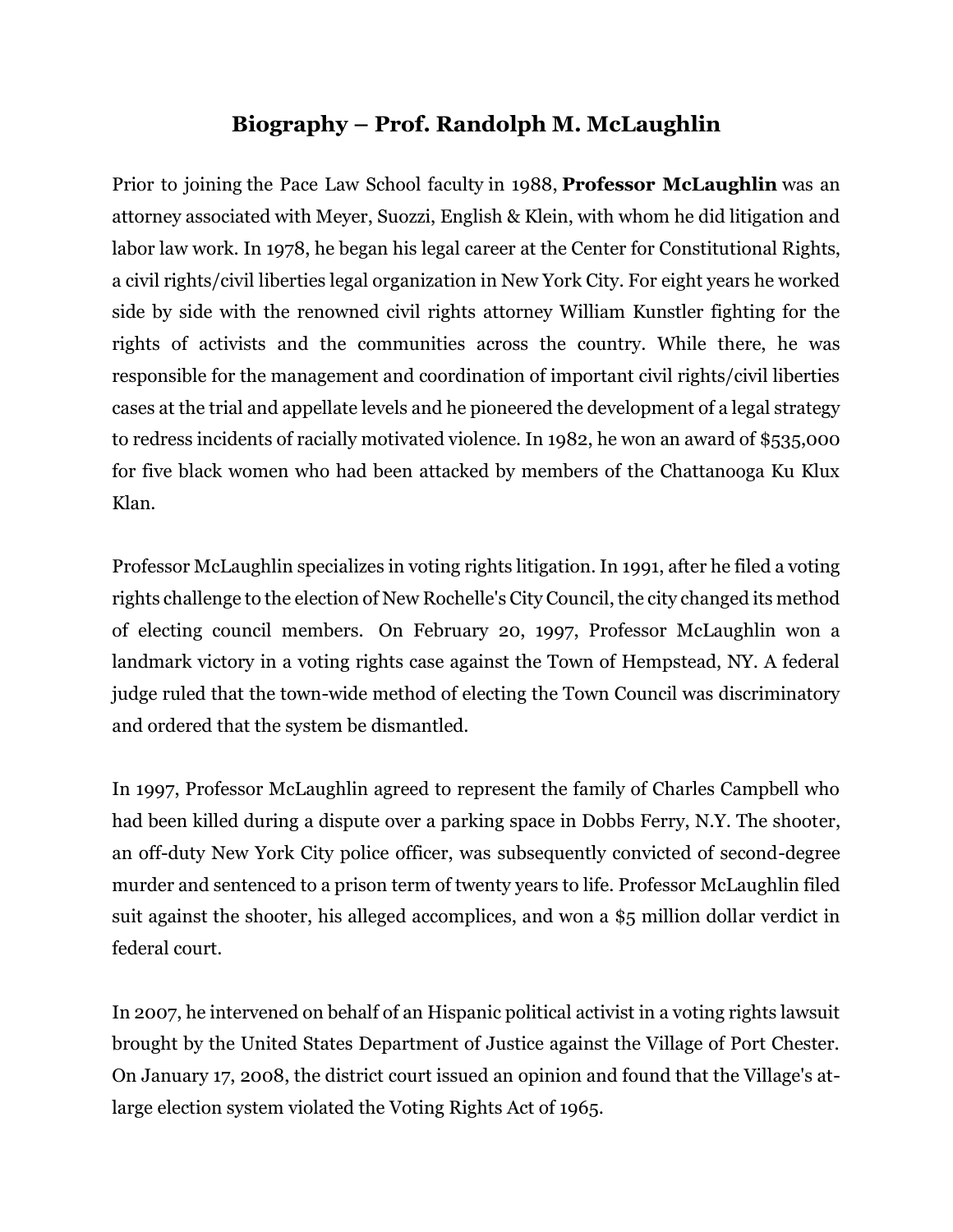# Biography – Prof. Randolph M. McLaughlin

Prior to joining the Pace Law School faculty in 1988, **Professor McLaughlin** was an attorney associated with Meyer, Suozzi, English & Klein, with whom he did litigation and labor law work. In 1978, he began his legal career at the Center for Constitutional Rights, a civil rights/civil liberties legal organization in New York City. For eight years he worked side by side with the renowned civil rights attorney William Kunstler fighting for the rights of activists and the communities across the country. While there, he was responsible for the management and coordination of important civil rights/civil liberties cases at the trial and appellate levels and he pioneered the development of a legal strategy to redress incidents of racially motivated violence. In 1982, he won an award of $535,000 for five black women who had been attacked by members of the Chattanooga Ku Klux Klan.

Professor McLaughlin specializes in voting rights litigation. In 1991, after he filed a voting rights challenge to the election of New Rochelle's City Council, the city changed its method of electing council members. On February 20, 1997, Professor McLaughlin won a landmark victory in a voting rights case against the Town of Hempstead, NY. A federal judge ruled that the town-wide method of electing the Town Council was discriminatory and ordered that the system be dismantled.

In 1997, Professor McLaughlin agreed to represent the family of Charles Campbell who had been killed during a dispute over a parking space in Dobbs Ferry, N.Y. The shooter, an off-duty New York City police officer, was subsequently convicted of second-degree murder and sentenced to a prison term of twenty years to life. Professor McLaughlin filed suit against the shooter, his alleged accomplices, and won a $5 million dollar verdict in federal court.

In 2007, he intervened on behalf of an Hispanic political activist in a voting rights lawsuit brought by the United States Department of Justice against the Village of Port Chester. On January 17, 2008, the district court issued an opinion and found that the Village's at-large election system violated the Voting Rights Act of 1965.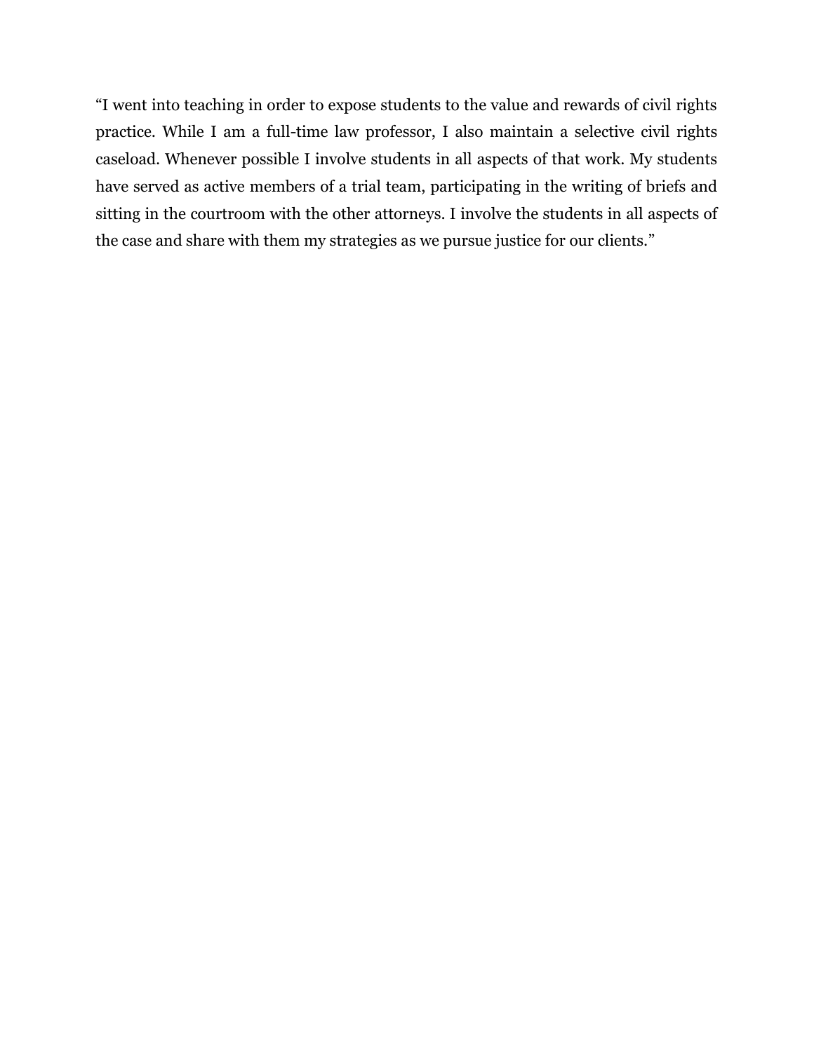“I went into teaching in order to expose students to the value and rewards of civil rights practice. While I am a full-time law professor, I also maintain a selective civil rights caseload. Whenever possible I involve students in all aspects of that work. My students have served as active members of a trial team, participating in the writing of briefs and sitting in the courtroom with the other attorneys. I involve the students in all aspects of the case and share with them my strategies as we pursue justice for our clients.”